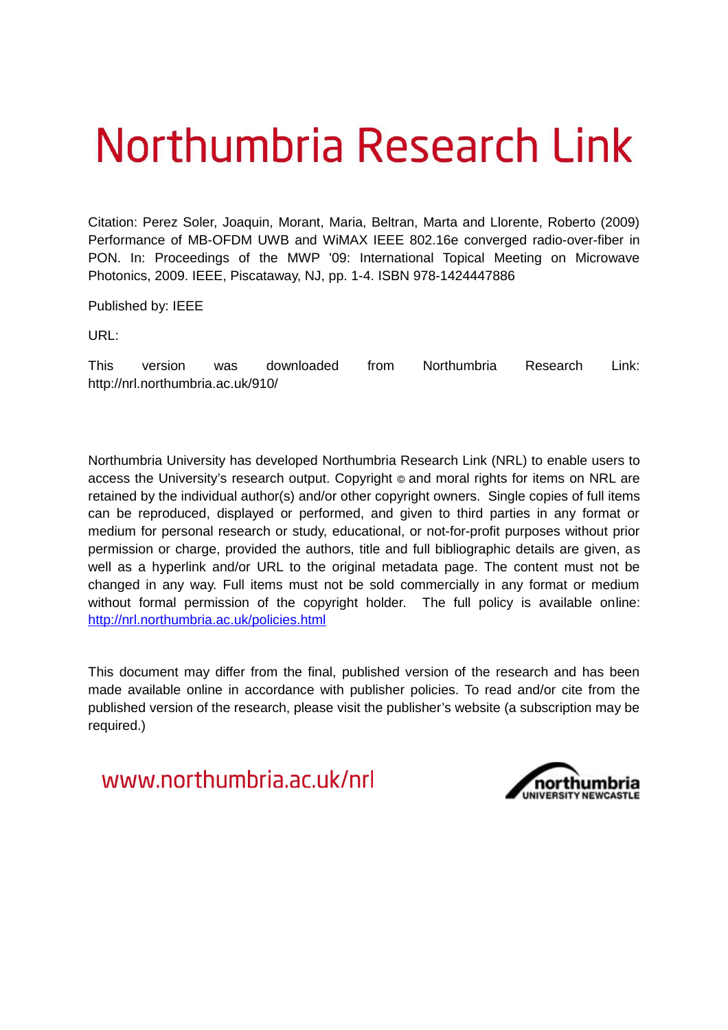# Northumbria Research Link

Citation: Perez Soler, Joaquin, Morant, Maria, Beltran, Marta and Llorente, Roberto (2009) Performance of MB-OFDM UWB and WiMAX IEEE 802.16e converged radio-over-fiber in PON. In: Proceedings of the MWP '09: International Topical Meeting on Microwave Photonics, 2009. IEEE, Piscataway, NJ, pp. 1-4. ISBN 978-1424447886

Published by: IEEE

URL:

This version was downloaded from Northumbria Research Link: http://nrl.northumbria.ac.uk/910/

Northumbria University has developed Northumbria Research Link (NRL) to enable users to access the University's research output. Copyright © and moral rights for items on NRL are retained by the individual author(s) and/or other copyright owners. Single copies of full items can be reproduced, displayed or performed, and given to third parties in any format or medium for personal research or study, educational, or not-for-profit purposes without prior permission or charge, provided the authors, title and full bibliographic details are given, as well as a hyperlink and/or URL to the original metadata page. The content must not be changed in any way. Full items must not be sold commercially in any format or medium without formal permission of the copyright holder. The full policy is available online: http://nrl.northumbria.ac.uk/policies.html

This document may differ from the final, published version of the research and has been made available online in accordance with publisher policies. To read and/or cite from the published version of the research, please visit the publisher's website (a subscription may be required.)

www.northumbria.ac.uk/nrl

northumbria UNIVERSITY NEWCASTLE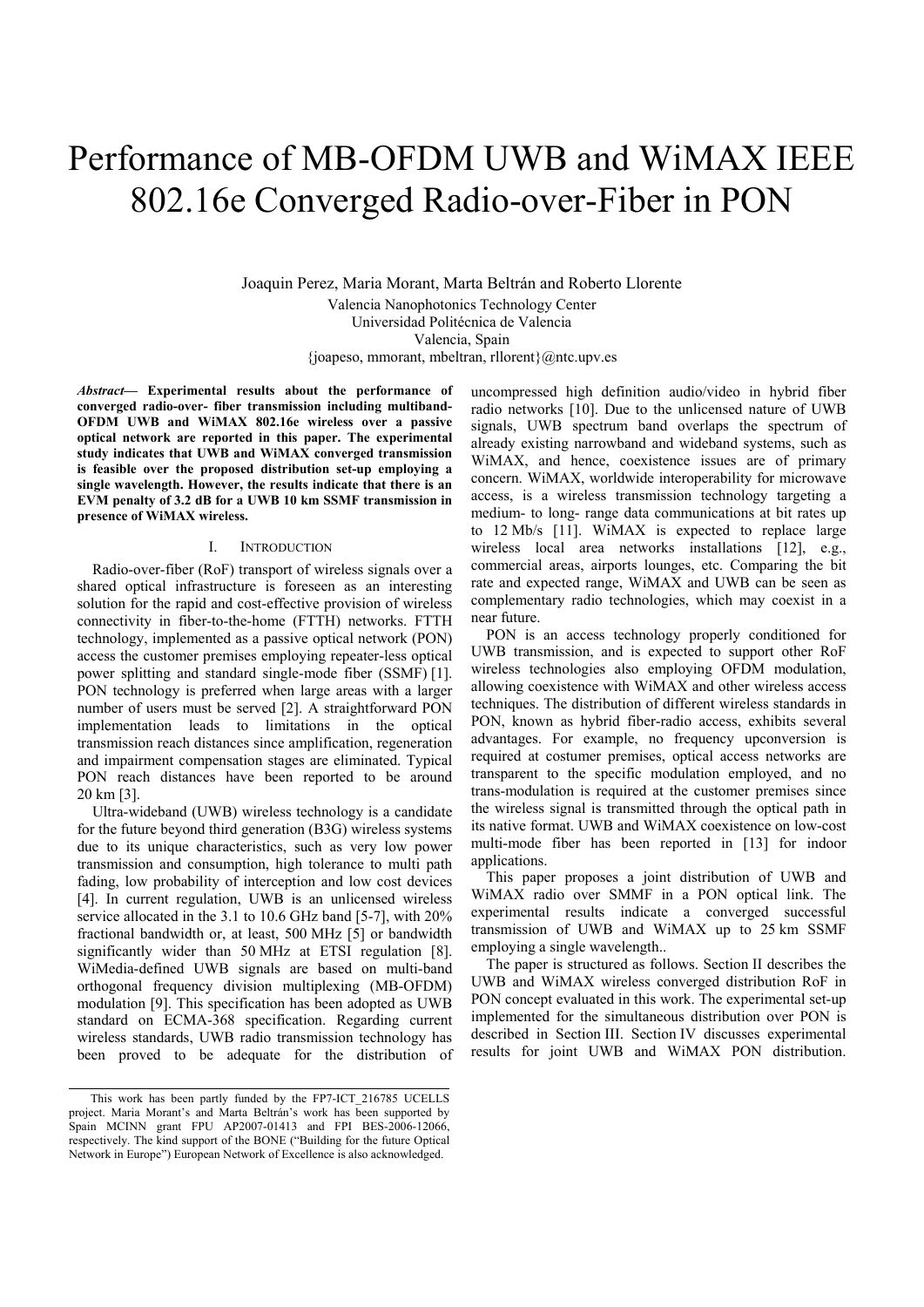# Performance of MB-OFDM UWB and WiMAX IEEE 802.16e Converged Radio-over-Fiber in PON

Joaquin Perez, Maria Morant, Marta Beltrán and Roberto Llorente

Valencia Nanophotonics Technology Center
Universidad Politécnica de Valencia
Valencia, Spain
{joapeso, mmorant, mbeltran, rllorent}@ntc.upv.es

***Abstract*— Experimental results about the performance of converged radio-over- fiber transmission including multiband-OFDM UWB and WiMAX 802.16e wireless over a passive optical network are reported in this paper. The experimental study indicates that UWB and WiMAX converged transmission is feasible over the proposed distribution set-up employing a single wavelength. However, the results indicate that there is an EVM penalty of 3.2 dB for a UWB 10 km SSMF transmission in presence of WiMAX wireless.**

## I. Introduction

Radio-over-fiber (RoF) transport of wireless signals over a shared optical infrastructure is foreseen as an interesting solution for the rapid and cost-effective provision of wireless connectivity in fiber-to-the-home (FTTH) networks. FTTH technology, implemented as a passive optical network (PON) access the customer premises employing repeater-less optical power splitting and standard single-mode fiber (SSMF) [1]. PON technology is preferred when large areas with a larger number of users must be served [2]. A straightforward PON implementation leads to limitations in the optical transmission reach distances since amplification, regeneration and impairment compensation stages are eliminated. Typical PON reach distances have been reported to be around 20 km [3].

Ultra-wideband (UWB) wireless technology is a candidate for the future beyond third generation (B3G) wireless systems due to its unique characteristics, such as very low power transmission and consumption, high tolerance to multi path fading, low probability of interception and low cost devices [4]. In current regulation, UWB is an unlicensed wireless service allocated in the 3.1 to 10.6 GHz band [5-7], with 20% fractional bandwidth or, at least, 500 MHz [5] or bandwidth significantly wider than 50 MHz at ETSI regulation [8]. WiMedia-defined UWB signals are based on multi-band orthogonal frequency division multiplexing (MB-OFDM) modulation [9]. This specification has been adopted as UWB standard on ECMA-368 specification. Regarding current wireless standards, UWB radio transmission technology has been proved to be adequate for the distribution of uncompressed high definition audio/video in hybrid fiber radio networks [10]. Due to the unlicensed nature of UWB signals, UWB spectrum band overlaps the spectrum of already existing narrowband and wideband systems, such as WiMAX, and hence, coexistence issues are of primary concern. WiMAX, worldwide interoperability for microwave access, is a wireless transmission technology targeting a medium- to long- range data communications at bit rates up to 12 Mb/s [11]. WiMAX is expected to replace large wireless local area networks installations [12], e.g., commercial areas, airports lounges, etc. Comparing the bit rate and expected range, WiMAX and UWB can be seen as complementary radio technologies, which may coexist in a near future.

PON is an access technology properly conditioned for UWB transmission, and is expected to support other RoF wireless technologies also employing OFDM modulation, allowing coexistence with WiMAX and other wireless access techniques. The distribution of different wireless standards in PON, known as hybrid fiber-radio access, exhibits several advantages. For example, no frequency upconversion is required at costumer premises, optical access networks are transparent to the specific modulation employed, and no trans-modulation is required at the customer premises since the wireless signal is transmitted through the optical path in its native format. UWB and WiMAX coexistence on low-cost multi-mode fiber has been reported in [13] for indoor applications.

This paper proposes a joint distribution of UWB and WiMAX radio over SMMF in a PON optical link. The experimental results indicate a converged successful transmission of UWB and WiMAX up to 25 km SSMF employing a single wavelength..

The paper is structured as follows. Section II describes the UWB and WiMAX wireless converged distribution RoF in PON concept evaluated in this work. The experimental set-up implemented for the simultaneous distribution over PON is described in Section III. Section IV discusses experimental results for joint UWB and WiMAX PON distribution.

This work has been partly funded by the FP7-ICT_216785 UCELLS project. Maria Morant's and Marta Beltrán's work has been supported by Spain MCINN grant FPU AP2007-01413 and FPI BES-2006-12066, respectively. The kind support of the BONE ("Building for the future Optical Network in Europe") European Network of Excellence is also acknowledged.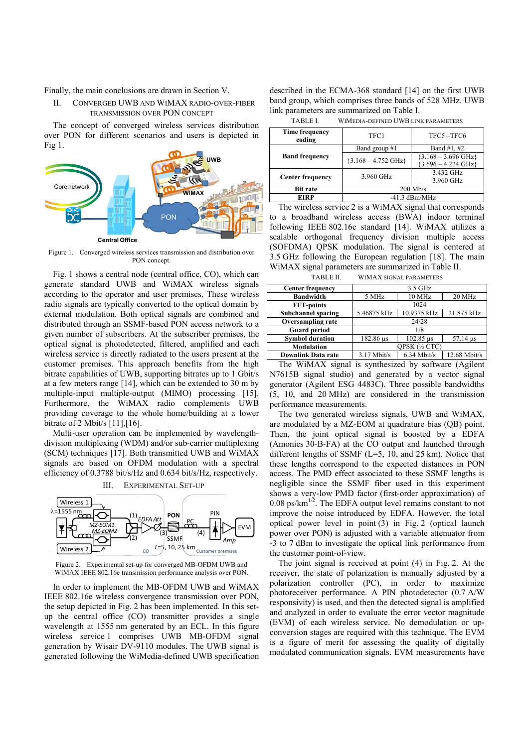Finally, the main conclusions are drawn in Section V.

## II. Converged UWB and WiMAX Radio-over-Fiber Transmission over PON Concept

The concept of converged wireless services distribution over PON for different scenarios and users is depicted in Fig 1.

Figure 1. Converged wireless services transmission and distribution over PON concept.

Fig. 1 shows a central node (central office, CO), which can generate standard UWB and WiMAX wireless signals according to the operator and user premises. These wireless radio signals are typically converted to the optical domain by external modulation. Both optical signals are combined and distributed through an SSMF-based PON access network to a given number of subscribers. At the subscriber premises, the optical signal is photodetected, filtered, amplified and each wireless service is directly radiated to the users present at the customer premises. This approach benefits from the high bitrate capabilities of UWB, supporting bitrates up to 1 Gbit/s at a few meters range [14], which can be extended to 30 m by multiple-input multiple-output (MIMO) processing [15]. Furthermore, the WiMAX radio complements UWB providing coverage to the whole home/building at a lower bitrate of 2 Mbit/s [11],[16].

Multi-user operation can be implemented by wavelength-division multiplexing (WDM) and/or sub-carrier multiplexing (SCM) techniques [17]. Both transmitted UWB and WiMAX signals are based on OFDM modulation with a spectral efficiency of 0.3788 bit/s/Hz and 0.634 bit/s/Hz, respectively.

## III. Experimental Set-up

Figure 2. Experimental set-up for converged MB-OFDM UWB and WiMAX IEEE 802.16e transmission performance analysis over PON.

In order to implement the MB-OFDM UWB and WiMAX IEEE 802.16e wireless convergence transmission over PON, the setup depicted in Fig. 2 has been implemented. In this set-up the central office (CO) transmitter provides a single wavelength at 1555 nm generated by an ECL. In this figure wireless service 1 comprises UWB MB-OFDM signal generation by Wisair DV-9110 modules. The UWB signal is generated following the WiMedia-defined UWB specification described in the ECMA-368 standard [14] on the first UWB band group, which comprises three bands of 528 MHz. UWB link parameters are summarized on Table I.

TABLE I. WiMedia-defined UWB link parameters

| Time frequency coding | TFC1 | TFC5 – TFC6 |
|---|---|---|
| Band frequency | Band group #1 | Band #1, #2 |
| | {3.168 – 4.752 GHz} | {3.168 – 3.696 GHz} {3.696 – 4.224 GHz} |
| Center frequency | 3.960 GHz | 3.432 GHz 3.960 GHz |
| Bit rate | 200 Mb/s | |
| EIRP | -41.3 dBm/MHz | |

The wireless service 2 is a WiMAX signal that corresponds to a broadband wireless access (BWA) indoor terminal following IEEE 802.16e standard [14]. WiMAX utilizes a scalable orthogonal frequency division multiple access (SOFDMA) QPSK modulation. The signal is centered at 3.5 GHz following the European regulation [18]. The main WiMAX signal parameters are summarized in Table II.

TABLE II. WiMAX signal parameters

| Center frequency | 3.5 GHz | | |
|---|---|---|---|
| Bandwidth | 5 MHz | 10 MHz | 20 MHz |
| FFT-points | 1024 | | |
| Subchannel spacing | 5.46875 kHz | 10.9375 kHz | 21.875 kHz |
| Oversampling rate | 24/28 | | |
| Guard period | 1/8 | | |
| Symbol duration | 182.86 µs | 102.85 µs | 57.14 µs |
| Modulation | QPSK (½ CTC) | | |
| Downlink Data rate | 3.17 Mbit/s | 6.34 Mbit/s | 12.68 Mbit/s |

The WiMAX signal is synthesized by software (Agilent N7615B signal studio) and generated by a vector signal generator (Agilent ESG 4483C). Three possible bandwidths (5, 10, and 20 MHz) are considered in the transmission performance measurements.

The two generated wireless signals, UWB and WiMAX, are modulated by a MZ-EOM at quadrature bias (QB) point. Then, the joint optical signal is boosted by a EDFA (Amonics 30-B-FA) at the CO output and launched through different lengths of SSMF (L=5, 10, and 25 km). Notice that these lengths correspond to the expected distances in PON access. The PMD effect associated to these SSMF lengths is negligible since the SSMF fiber used in this experiment shows a very-low PMD factor (first-order approximation) of 0.08 ps/km$^{1/2}$. The EDFA output level remains constant to not improve the noise introduced by EDFA. However, the total optical power level in point (3) in Fig. 2 (optical launch power over PON) is adjusted with a variable attenuator from -3 to 7 dBm to investigate the optical link performance from the customer point-of-view.

The joint signal is received at point (4) in Fig. 2. At the receiver, the state of polarization is manually adjusted by a polarization controller (PC), in order to maximize photoreceiver performance. A PIN photodetector (0.7 A/W responsivity) is used, and then the detected signal is amplified and analyzed in order to evaluate the error vector magnitude (EVM) of each wireless service. No demodulation or up-conversion stages are required with this technique. The EVM is a figure of merit for assessing the quality of digitally modulated communication signals. EVM measurements have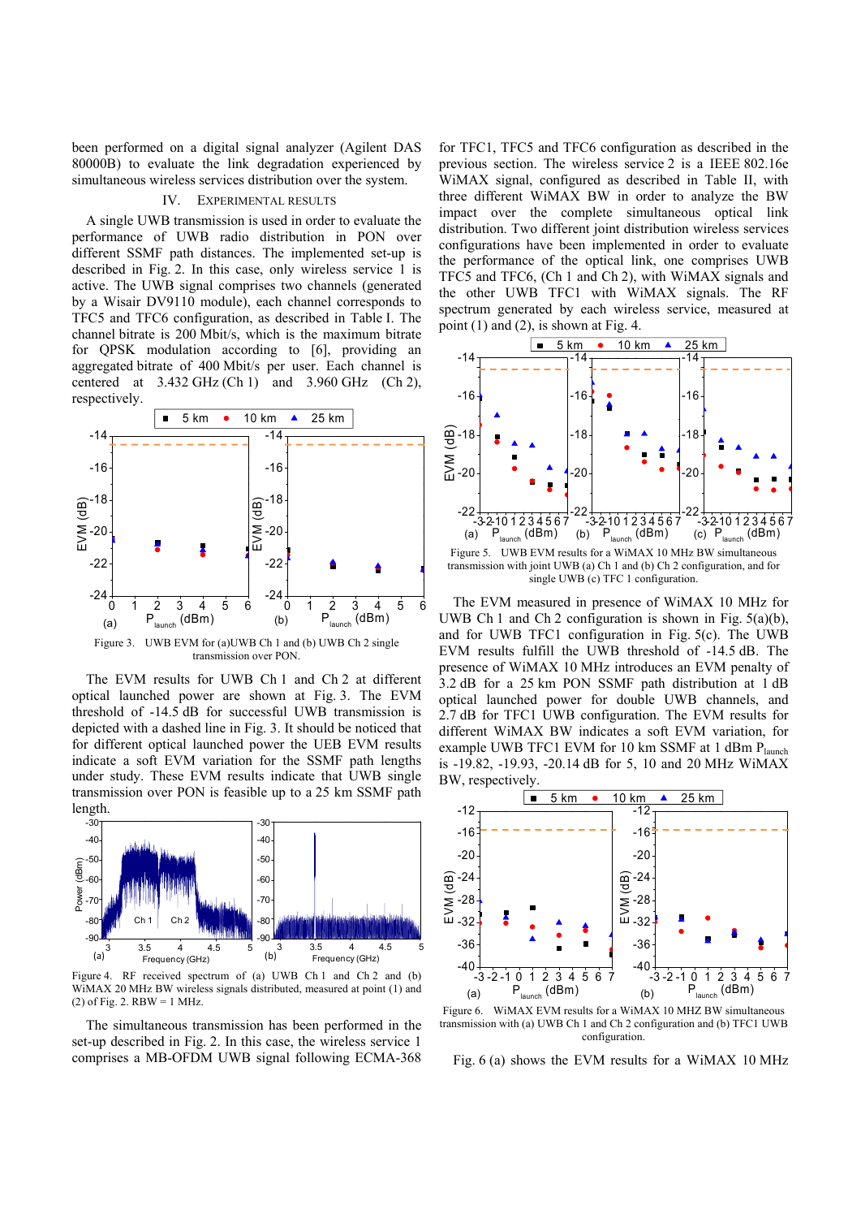been performed on a digital signal analyzer (Agilent DAS 80000B) to evaluate the link degradation experienced by simultaneous wireless services distribution over the system.

## IV. Experimental Results

A single UWB transmission is used in order to evaluate the performance of UWB radio distribution in PON over different SSMF path distances. The implemented set-up is described in Fig. 2. In this case, only wireless service 1 is active. The UWB signal comprises two channels (generated by a Wisair DV9110 module), each channel corresponds to TFC5 and TFC6 configuration, as described in Table I. The channel bitrate is 200 Mbit/s, which is the maximum bitrate for QPSK modulation according to [6], providing an aggregated bitrate of 400 Mbit/s per user. Each channel is centered at 3.432 GHz (Ch 1) and 3.960 GHz (Ch 2), respectively.

Figure 3. UWB EVM for (a)UWB Ch 1 and (b) UWB Ch 2 single transmission over PON.

The EVM results for UWB Ch 1 and Ch 2 at different optical launched power are shown at Fig. 3. The EVM threshold of -14.5 dB for successful UWB transmission is depicted with a dashed line in Fig. 3. It should be noticed that for different optical launched power the UEB EVM results indicate a soft EVM variation for the SSMF path lengths under study. These EVM results indicate that UWB single transmission over PON is feasible up to a 25 km SSMF path length.

Figure 4. RF received spectrum of (a) UWB Ch 1 and Ch 2 and (b) WiMAX 20 MHz BW wireless signals distributed, measured at point (1) and (2) of Fig. 2. RBW = 1 MHz.

The simultaneous transmission has been performed in the set-up described in Fig. 2. In this case, the wireless service 1 comprises a MB-OFDM UWB signal following ECMA-368 for TFC1, TFC5 and TFC6 configuration as described in the previous section. The wireless service 2 is a IEEE 802.16e WiMAX signal, configured as described in Table II, with three different WiMAX BW in order to analyze the BW impact over the complete simultaneous optical link distribution. Two different joint distribution wireless services configurations have been implemented in order to evaluate the performance of the optical link, one comprises UWB TFC5 and TFC6, (Ch 1 and Ch 2), with WiMAX signals and the other UWB TFC1 with WiMAX signals. The RF spectrum generated by each wireless service, measured at point (1) and (2), is shown at Fig. 4.

Figure 5. UWB EVM results for a WiMAX 10 MHz BW simultaneous transmission with joint UWB (a) Ch 1 and (b) Ch 2 configuration, and for single UWB (c) TFC 1 configuration.

The EVM measured in presence of WiMAX 10 MHz for UWB Ch 1 and Ch 2 configuration is shown in Fig. 5(a)(b), and for UWB TFC1 configuration in Fig. 5(c). The UWB EVM results fulfill the UWB threshold of -14.5 dB. The presence of WiMAX 10 MHz introduces an EVM penalty of 3.2 dB for a 25 km PON SSMF path distribution at 1 dB optical launched power for double UWB channels, and 2.7 dB for TFC1 UWB configuration. The EVM results for different WiMAX BW indicates a soft EVM variation, for example UWB TFC1 EVM for 10 km SSMF at 1 dBm $P_{launch}$ is -19.82, -19.93, -20.14 dB for 5, 10 and 20 MHz WiMAX BW, respectively.

Figure 6. WiMAX EVM results for a WiMAX 10 MHZ BW simultaneous transmission with (a) UWB Ch 1 and Ch 2 configuration and (b) TFC1 UWB configuration.

Fig. 6 (a) shows the EVM results for a WiMAX 10 MHz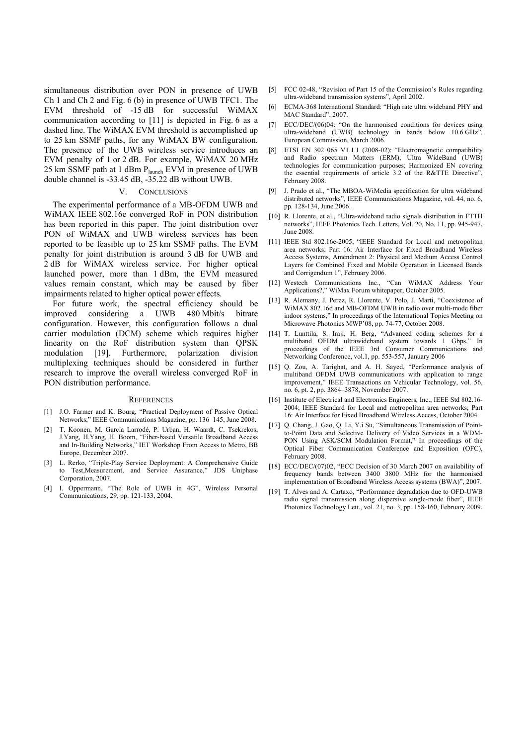simultaneous distribution over PON in presence of UWB Ch 1 and Ch 2 and Fig. 6 (b) in presence of UWB TFC1. The EVM threshold of -15 dB for successful WiMAX communication according to [11] is depicted in Fig. 6 as a dashed line. The WiMAX EVM threshold is accomplished up to 25 km SSMF paths, for any WiMAX BW configuration. The presence of the UWB wireless service introduces an EVM penalty of 1 or 2 dB. For example, WiMAX 20 MHz 25 km SSMF path at 1 dBm $P_{launch}$ EVM in presence of UWB double channel is -33.45 dB, -35.22 dB without UWB.

## V. CONCLUSIONS

The experimental performance of a MB-OFDM UWB and WiMAX IEEE 802.16e converged RoF in PON distribution has been reported in this paper. The joint distribution over PON of WiMAX and UWB wireless services has been reported to be feasible up to 25 km SSMF paths. The EVM penalty for joint distribution is around 3 dB for UWB and 2 dB for WiMAX wireless service. For higher optical launched power, more than 1 dBm, the EVM measured values remain constant, which may be caused by fiber impairments related to higher optical power effects.

For future work, the spectral efficiency should be improved considering a UWB 480 Mbit/s bitrate configuration. However, this configuration follows a dual carrier modulation (DCM) scheme which requires higher linearity on the RoF distribution system than QPSK modulation [19]. Furthermore, polarization division multiplexing techniques should be considered in further research to improve the overall wireless converged RoF in PON distribution performance.

## REFERENCES

[1] J.O. Farmer and K. Bourg, "Practical Deployment of Passive Optical Networks," IEEE Communications Magazine, pp. 136–145, June 2008.

[2] T. Koonen, M. García Larrodé, P. Urban, H. Waardt, C. Tsekrekos, J.Yang, H.Yang, H. Boom, "Fiber-based Versatile Broadband Access and In-Building Networks," IET Workshop From Access to Metro, BB Europe, December 2007.

[3] L. Rerko, "Triple-Play Service Deployment: A Comprehensive Guide to Test,Measurement, and Service Assurance," JDS Uniphase Corporation, 2007.

[4] I. Oppermann, "The Role of UWB in 4G", Wireless Personal Communications, 29, pp. 121-133, 2004.

[5] FCC 02-48, "Revision of Part 15 of the Commission's Rules regarding ultra-wideband transmission systems", April 2002.

[6] ECMA-368 International Standard: "High rate ultra wideband PHY and MAC Standard", 2007.

[7] ECC/DEC/(06)04: "On the harmonised conditions for devices using ultra-wideband (UWB) technology in bands below 10.6 GHz", European Commission, March 2006.

[8] ETSI EN 302 065 V1.1.1 (2008-02): "Electromagnetic compatibility and Radio spectrum Matters (ERM); Ultra WideBand (UWB) technologies for communication purposes; Harmonized EN covering the essential requirements of article 3.2 of the R&TTE Directive", February 2008.

[9] J. Prado et al., "The MBOA-WiMedia specification for ultra wideband distributed networks", IEEE Communications Magazine, vol. 44, no. 6, pp. 128-134, June 2006.

[10] R. Llorente, et al., "Ultra-wideband radio signals distribution in FTTH networks", IEEE Photonics Tech. Letters, Vol. 20, No. 11, pp. 945-947, June 2008.

[11] IEEE Std 802.16e-2005, "IEEE Standard for Local and metropolitan area networks; Part 16: Air Interface for Fixed Broadband Wireless Access Systems, Amendment 2: Physical and Medium Access Control Layers for Combined Fixed and Mobile Operation in Licensed Bands and Corrigendum 1", February 2006.

[12] Westech Communications Inc., "Can WiMAX Address Your Applications?," WiMax Forum whitepaper, October 2005.

[13] R. Alemany, J. Perez, R. Llorente, V. Polo, J. Marti, "Coexistence of WiMAX 802.16d and MB-OFDM UWB in radio over multi-mode fiber indoor systems," In proceedings of the International Topics Meeting on Microwave Photonics MWP'08, pp. 74-77, October 2008.

[14] T. Lunttila, S. Iraji, H. Berg, "Advanced coding schemes for a multiband OFDM ultrawideband system towards 1 Gbps," In proceedings of the IEEE 3rd Consumer Communications and Networking Conference, vol.1, pp. 553-557, January 2006

[15] Q. Zou, A. Tarighat, and A. H. Sayed, "Performance analysis of multiband OFDM UWB communications with application to range improvement," IEEE Transactions on Vehicular Technology, vol. 56, no. 6, pt. 2, pp. 3864–3878, November 2007.

[16] Institute of Electrical and Electronics Engineers, Inc., IEEE Std 802.16-2004; IEEE Standard for Local and metropolitan area networks; Part 16: Air Interface for Fixed Broadband Wireless Access, October 2004.

[17] Q. Chang, J. Gao, Q. Li, Y.i Su, "Simultaneous Transmission of Point-to-Point Data and Selective Delivery of Video Services in a WDM-PON Using ASK/SCM Modulation Format," In proceedings of the Optical Fiber Communication Conference and Exposition (OFC), February 2008.

[18] ECC/DEC/(07)02, "ECC Decision of 30 March 2007 on availability of frequency bands between 3400 3800 MHz for the harmonised implementation of Broadband Wireless Access systems (BWA)", 2007.

[19] T. Alves and A. Cartaxo, "Performance degradation due to OFD-UWB radio signal transmission along dispersive single-mode fiber", IEEE Photonics Technology Lett., vol. 21, no. 3, pp. 158-160, February 2009.